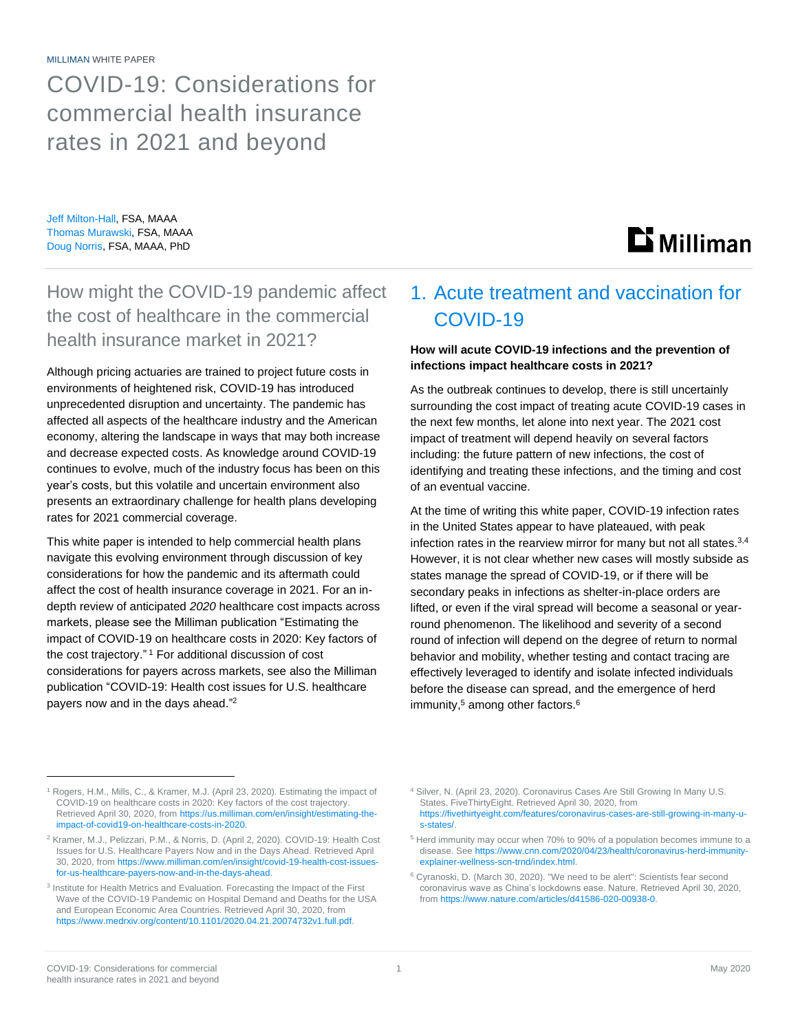MILLIMAN WHITE PAPER

# COVID-19: Considerations for commercial health insurance rates in 2021 and beyond

Jeff Milton-Hall, FSA, MAAA
Thomas Murawski, FSA, MAAA
Doug Norris, FSA, MAAA, PhD

## How might the COVID-19 pandemic affect the cost of healthcare in the commercial health insurance market in 2021?

Although pricing actuaries are trained to project future costs in environments of heightened risk, COVID-19 has introduced unprecedented disruption and uncertainty. The pandemic has affected all aspects of the healthcare industry and the American economy, altering the landscape in ways that may both increase and decrease expected costs. As knowledge around COVID-19 continues to evolve, much of the industry focus has been on this year's costs, but this volatile and uncertain environment also presents an extraordinary challenge for health plans developing rates for 2021 commercial coverage.

This white paper is intended to help commercial health plans navigate this evolving environment through discussion of key considerations for how the pandemic and its aftermath could affect the cost of health insurance coverage in 2021. For an in-depth review of anticipated *2020* healthcare cost impacts across markets, please see the Milliman publication "Estimating the impact of COVID-19 on healthcare costs in 2020: Key factors of the cost trajectory."[1] For additional discussion of cost considerations for payers across markets, see also the Milliman publication "COVID-19: Health cost issues for U.S. healthcare payers now and in the days ahead."[2]

## 1. Acute treatment and vaccination for COVID-19

**How will acute COVID-19 infections and the prevention of infections impact healthcare costs in 2021?**

As the outbreak continues to develop, there is still uncertainly surrounding the cost impact of treating acute COVID-19 cases in the next few months, let alone into next year. The 2021 cost impact of treatment will depend heavily on several factors including: the future pattern of new infections, the cost of identifying and treating these infections, and the timing and cost of an eventual vaccine.

At the time of writing this white paper, COVID-19 infection rates in the United States appear to have plateaued, with peak infection rates in the rearview mirror for many but not all states.[3,4] However, it is not clear whether new cases will mostly subside as states manage the spread of COVID-19, or if there will be secondary peaks in infections as shelter-in-place orders are lifted, or even if the viral spread will become a seasonal or year-round phenomenon. The likelihood and severity of a second round of infection will depend on the degree of return to normal behavior and mobility, whether testing and contact tracing are effectively leveraged to identify and isolate infected individuals before the disease can spread, and the emergence of herd immunity,[5] among other factors.[6]

---

[1] Rogers, H.M., Mills, C., & Kramer, M.J. (April 23, 2020). Estimating the impact of COVID-19 on healthcare costs in 2020: Key factors of the cost trajectory. Retrieved April 30, 2020, from https://us.milliman.com/en/insight/estimating-the-impact-of-covid19-on-healthcare-costs-in-2020.

[2] Kramer, M.J., Pelizzari, P.M., & Norris, D. (April 2, 2020). COVID-19: Health Cost Issues for U.S. Healthcare Payers Now and in the Days Ahead. Retrieved April 30, 2020, from https://www.milliman.com/en/insight/covid-19-health-cost-issues-for-us-healthcare-payers-now-and-in-the-days-ahead.

[3] Institute for Health Metrics and Evaluation. Forecasting the Impact of the First Wave of the COVID-19 Pandemic on Hospital Demand and Deaths for the USA and European Economic Area Countries. Retrieved April 30, 2020, from https://www.medrxiv.org/content/10.1101/2020.04.21.20074732v1.full.pdf.

[4] Silver, N. (April 23, 2020). Coronavirus Cases Are Still Growing In Many U.S. States. FiveThirtyEight. Retrieved April 30, 2020, from https://fivethirtyeight.com/features/coronavirus-cases-are-still-growing-in-many-u-s-states/.

[5] Herd immunity may occur when 70% to 90% of a population becomes immune to a disease. See https://www.cnn.com/2020/04/23/health/coronavirus-herd-immunity-explainer-wellness-scn-trnd/index.html.

[6] Cyranoski, D. (March 30, 2020). "We need to be alert": Scientists fear second coronavirus wave as China's lockdowns ease. Nature. Retrieved April 30, 2020, from https://www.nature.com/articles/d41586-020-00938-0.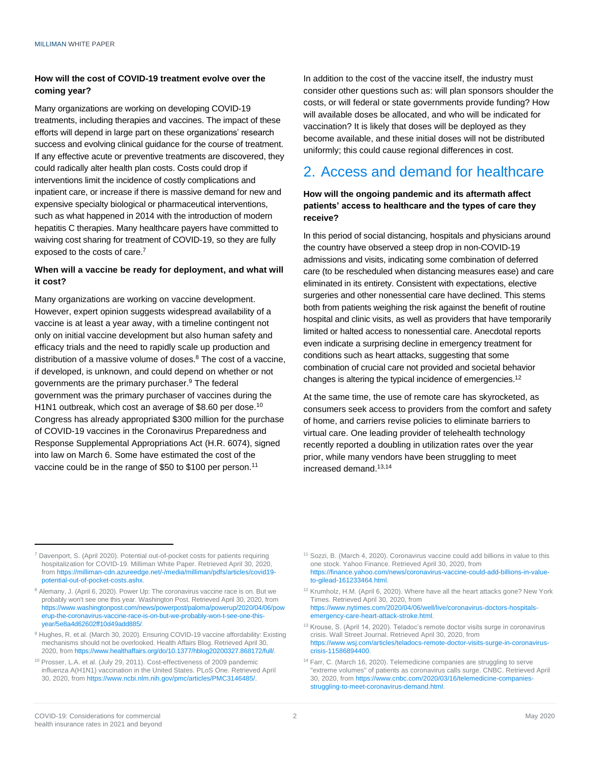**How will the cost of COVID-19 treatment evolve over the coming year?**

Many organizations are working on developing COVID-19 treatments, including therapies and vaccines. The impact of these efforts will depend in large part on these organizations' research success and evolving clinical guidance for the course of treatment. If any effective acute or preventive treatments are discovered, they could radically alter health plan costs. Costs could drop if interventions limit the incidence of costly complications and inpatient care, or increase if there is massive demand for new and expensive specialty biological or pharmaceutical interventions, such as what happened in 2014 with the introduction of modern hepatitis C therapies. Many healthcare payers have committed to waiving cost sharing for treatment of COVID-19, so they are fully exposed to the costs of care.[7]

**When will a vaccine be ready for deployment, and what will it cost?**

Many organizations are working on vaccine development. However, expert opinion suggests widespread availability of a vaccine is at least a year away, with a timeline contingent not only on initial vaccine development but also human safety and efficacy trials and the need to rapidly scale up production and distribution of a massive volume of doses.[8] The cost of a vaccine, if developed, is unknown, and could depend on whether or not governments are the primary purchaser.[9] The federal government was the primary purchaser of vaccines during the H1N1 outbreak, which cost an average of $8.60 per dose.[10] Congress has already appropriated $300 million for the purchase of COVID-19 vaccines in the Coronavirus Preparedness and Response Supplemental Appropriations Act (H.R. 6074), signed into law on March 6. Some have estimated the cost of the vaccine could be in the range of $50 to $100 per person.[11]

In addition to the cost of the vaccine itself, the industry must consider other questions such as: will plan sponsors shoulder the costs, or will federal or state governments provide funding? How will available doses be allocated, and who will be indicated for vaccination? It is likely that doses will be deployed as they become available, and these initial doses will not be distributed uniformly; this could cause regional differences in cost.

## 2. Access and demand for healthcare

**How will the ongoing pandemic and its aftermath affect patients' access to healthcare and the types of care they receive?**

In this period of social distancing, hospitals and physicians around the country have observed a steep drop in non-COVID-19 admissions and visits, indicating some combination of deferred care (to be rescheduled when distancing measures ease) and care eliminated in its entirety. Consistent with expectations, elective surgeries and other nonessential care have declined. This stems both from patients weighing the risk against the benefit of routine hospital and clinic visits, as well as providers that have temporarily limited or halted access to nonessential care. Anecdotal reports even indicate a surprising decline in emergency treatment for conditions such as heart attacks, suggesting that some combination of crucial care not provided and societal behavior changes is altering the typical incidence of emergencies.[12]

At the same time, the use of remote care has skyrocketed, as consumers seek access to providers from the comfort and safety of home, and carriers revise policies to eliminate barriers to virtual care. One leading provider of telehealth technology recently reported a doubling in utilization rates over the year prior, while many vendors have been struggling to meet increased demand.[13,14]

---

[7] Davenport, S. (April 2020). Potential out-of-pocket costs for patients requiring hospitalization for COVID-19. Milliman White Paper. Retrieved April 30, 2020, from https://milliman-cdn.azureedge.net/-/media/milliman/pdfs/articles/covid19-potential-out-of-pocket-costs.ashx.

[8] Alemany, J. (April 6, 2020). Power Up: The coronavirus vaccine race is on. But we probably won't see one this year. Washington Post. Retrieved April 30, 2020, from https://www.washingtonpost.com/news/powerpost/paloma/powerup/2020/04/06/powerup-the-coronavirus-vaccine-race-is-on-but-we-probably-won-t-see-one-this-year/5e8a4d62602ff10d49add885/.

[9] Hughes, R. et al. (March 30, 2020). Ensuring COVID-19 vaccine affordability: Existing mechanisms should not be overlooked. Health Affairs Blog. Retrieved April 30, 2020, from https://www.healthaffairs.org/do/10.1377/hblog20200327.868172/full/.

[10] Prosser, L.A. et al. (July 29, 2011). Cost-effectiveness of 2009 pandemic influenza A(H1N1) vaccination in the United States. PLoS One. Retrieved April 30, 2020, from https://www.ncbi.nlm.nih.gov/pmc/articles/PMC3146485/.

[11] Sozzi, B. (March 4, 2020). Coronavirus vaccine could add billions in value to this one stock. Yahoo Finance. Retrieved April 30, 2020, from https://finance.yahoo.com/news/coronavirus-vaccine-could-add-billions-in-value-to-gilead-161233464.html.

[12] Krumholz, H.M. (April 6, 2020). Where have all the heart attacks gone? New York Times. Retrieved April 30, 2020, from https://www.nytimes.com/2020/04/06/well/live/coronavirus-doctors-hospitals-emergency-care-heart-attack-stroke.html.

[13] Krouse, S. (April 14, 2020). Teladoc's remote doctor visits surge in coronavirus crisis. Wall Street Journal. Retrieved April 30, 2020, from https://www.wsj.com/articles/teladocs-remote-doctor-visits-surge-in-coronavirus-crisis-11586894400.

[14] Farr, C. (March 16, 2020). Telemedicine companies are struggling to serve "extreme volumes" of patients as coronavirus calls surge. CNBC. Retrieved April 30, 2020, from https://www.cnbc.com/2020/03/16/telemedicine-companies-struggling-to-meet-coronavirus-demand.html.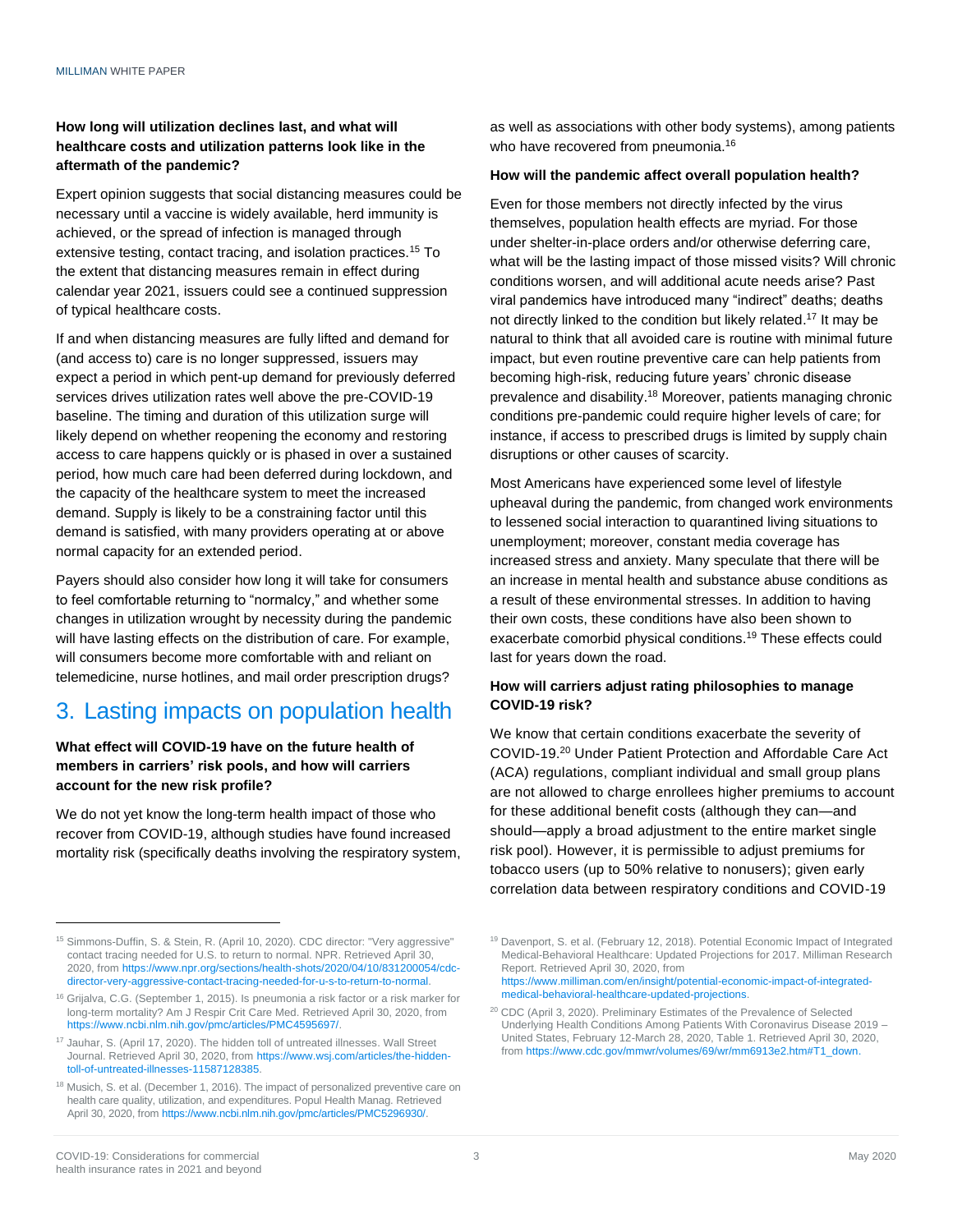**How long will utilization declines last, and what will healthcare costs and utilization patterns look like in the aftermath of the pandemic?**

Expert opinion suggests that social distancing measures could be necessary until a vaccine is widely available, herd immunity is achieved, or the spread of infection is managed through extensive testing, contact tracing, and isolation practices.[15] To the extent that distancing measures remain in effect during calendar year 2021, issuers could see a continued suppression of typical healthcare costs.

If and when distancing measures are fully lifted and demand for (and access to) care is no longer suppressed, issuers may expect a period in which pent-up demand for previously deferred services drives utilization rates well above the pre-COVID-19 baseline. The timing and duration of this utilization surge will likely depend on whether reopening the economy and restoring access to care happens quickly or is phased in over a sustained period, how much care had been deferred during lockdown, and the capacity of the healthcare system to meet the increased demand. Supply is likely to be a constraining factor until this demand is satisfied, with many providers operating at or above normal capacity for an extended period.

Payers should also consider how long it will take for consumers to feel comfortable returning to "normalcy," and whether some changes in utilization wrought by necessity during the pandemic will have lasting effects on the distribution of care. For example, will consumers become more comfortable with and reliant on telemedicine, nurse hotlines, and mail order prescription drugs?

## 3. Lasting impacts on population health

**What effect will COVID-19 have on the future health of members in carriers' risk pools, and how will carriers account for the new risk profile?**

We do not yet know the long-term health impact of those who recover from COVID-19, although studies have found increased mortality risk (specifically deaths involving the respiratory system, as well as associations with other body systems), among patients who have recovered from pneumonia.[16]

**How will the pandemic affect overall population health?**

Even for those members not directly infected by the virus themselves, population health effects are myriad. For those under shelter-in-place orders and/or otherwise deferring care, what will be the lasting impact of those missed visits? Will chronic conditions worsen, and will additional acute needs arise? Past viral pandemics have introduced many "indirect" deaths; deaths not directly linked to the condition but likely related.[17] It may be natural to think that all avoided care is routine with minimal future impact, but even routine preventive care can help patients from becoming high-risk, reducing future years' chronic disease prevalence and disability.[18] Moreover, patients managing chronic conditions pre-pandemic could require higher levels of care; for instance, if access to prescribed drugs is limited by supply chain disruptions or other causes of scarcity.

Most Americans have experienced some level of lifestyle upheaval during the pandemic, from changed work environments to lessened social interaction to quarantined living situations to unemployment; moreover, constant media coverage has increased stress and anxiety. Many speculate that there will be an increase in mental health and substance abuse conditions as a result of these environmental stresses. In addition to having their own costs, these conditions have also been shown to exacerbate comorbid physical conditions.[19] These effects could last for years down the road.

**How will carriers adjust rating philosophies to manage COVID-19 risk?**

We know that certain conditions exacerbate the severity of COVID-19.[20] Under Patient Protection and Affordable Care Act (ACA) regulations, compliant individual and small group plans are not allowed to charge enrollees higher premiums to account for these additional benefit costs (although they can—and should—apply a broad adjustment to the entire market single risk pool). However, it is permissible to adjust premiums for tobacco users (up to 50% relative to nonusers); given early correlation data between respiratory conditions and COVID-19

---

[15] Simmons-Duffin, S. & Stein, R. (April 10, 2020). CDC director: "Very aggressive" contact tracing needed for U.S. to return to normal. NPR. Retrieved April 30, 2020, from https://www.npr.org/sections/health-shots/2020/04/10/831200054/cdc-director-very-aggressive-contact-tracing-needed-for-u-s-to-return-to-normal.

[16] Grijalva, C.G. (September 1, 2015). Is pneumonia a risk factor or a risk marker for long-term mortality? Am J Respir Crit Care Med. Retrieved April 30, 2020, from https://www.ncbi.nlm.nih.gov/pmc/articles/PMC4595697/.

[17] Jauhar, S. (April 17, 2020). The hidden toll of untreated illnesses. Wall Street Journal. Retrieved April 30, 2020, from https://www.wsj.com/articles/the-hidden-toll-of-untreated-illnesses-11587128385.

[18] Musich, S. et al. (December 1, 2016). The impact of personalized preventive care on health care quality, utilization, and expenditures. Popul Health Manag. Retrieved April 30, 2020, from https://www.ncbi.nlm.nih.gov/pmc/articles/PMC5296930/.

[19] Davenport, S. et al. (February 12, 2018). Potential Economic Impact of Integrated Medical-Behavioral Healthcare: Updated Projections for 2017. Milliman Research Report. Retrieved April 30, 2020, from https://www.milliman.com/en/insight/potential-economic-impact-of-integrated-medical-behavioral-healthcare-updated-projections.

[20] CDC (April 3, 2020). Preliminary Estimates of the Prevalence of Selected Underlying Health Conditions Among Patients With Coronavirus Disease 2019 – United States, February 12-March 28, 2020, Table 1. Retrieved April 30, 2020, from https://www.cdc.gov/mmwr/volumes/69/wr/mm6913e2.htm#T1_down.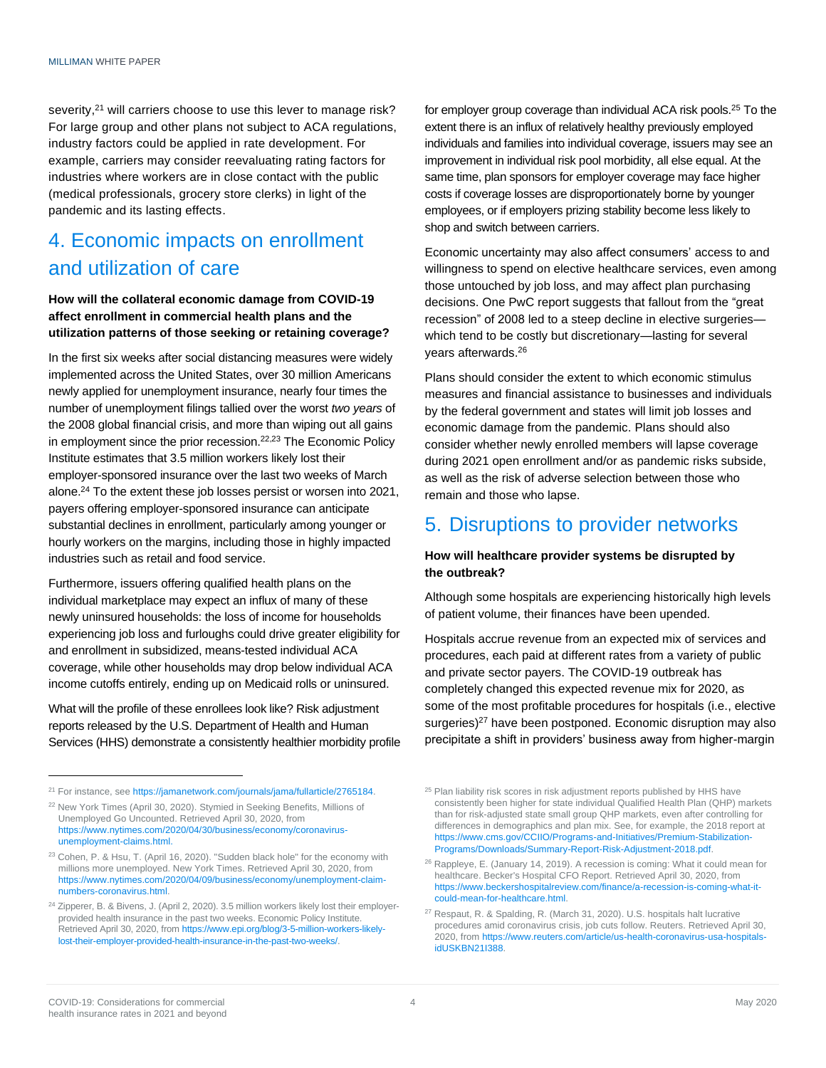severity,[21] will carriers choose to use this lever to manage risk? For large group and other plans not subject to ACA regulations, industry factors could be applied in rate development. For example, carriers may consider reevaluating rating factors for industries where workers are in close contact with the public (medical professionals, grocery store clerks) in light of the pandemic and its lasting effects.

## 4. Economic impacts on enrollment and utilization of care

**How will the collateral economic damage from COVID-19 affect enrollment in commercial health plans and the utilization patterns of those seeking or retaining coverage?**

In the first six weeks after social distancing measures were widely implemented across the United States, over 30 million Americans newly applied for unemployment insurance, nearly four times the number of unemployment filings tallied over the worst *two years* of the 2008 global financial crisis, and more than wiping out all gains in employment since the prior recession.[22,23] The Economic Policy Institute estimates that 3.5 million workers likely lost their employer-sponsored insurance over the last two weeks of March alone.[24] To the extent these job losses persist or worsen into 2021, payers offering employer-sponsored insurance can anticipate substantial declines in enrollment, particularly among younger or hourly workers on the margins, including those in highly impacted industries such as retail and food service.

Furthermore, issuers offering qualified health plans on the individual marketplace may expect an influx of many of these newly uninsured households: the loss of income for households experiencing job loss and furloughs could drive greater eligibility for and enrollment in subsidized, means-tested individual ACA coverage, while other households may drop below individual ACA income cutoffs entirely, ending up on Medicaid rolls or uninsured.

What will the profile of these enrollees look like? Risk adjustment reports released by the U.S. Department of Health and Human Services (HHS) demonstrate a consistently healthier morbidity profile for employer group coverage than individual ACA risk pools.[25] To the extent there is an influx of relatively healthy previously employed individuals and families into individual coverage, issuers may see an improvement in individual risk pool morbidity, all else equal. At the same time, plan sponsors for employer coverage may face higher costs if coverage losses are disproportionately borne by younger employees, or if employers prizing stability become less likely to shop and switch between carriers.

Economic uncertainty may also affect consumers' access to and willingness to spend on elective healthcare services, even among those untouched by job loss, and may affect plan purchasing decisions. One PwC report suggests that fallout from the "great recession" of 2008 led to a steep decline in elective surgeries—which tend to be costly but discretionary—lasting for several years afterwards.[26]

Plans should consider the extent to which economic stimulus measures and financial assistance to businesses and individuals by the federal government and states will limit job losses and economic damage from the pandemic. Plans should also consider whether newly enrolled members will lapse coverage during 2021 open enrollment and/or as pandemic risks subside, as well as the risk of adverse selection between those who remain and those who lapse.

## 5. Disruptions to provider networks

**How will healthcare provider systems be disrupted by the outbreak?**

Although some hospitals are experiencing historically high levels of patient volume, their finances have been upended.

Hospitals accrue revenue from an expected mix of services and procedures, each paid at different rates from a variety of public and private sector payers. The COVID-19 outbreak has completely changed this expected revenue mix for 2020, as some of the most profitable procedures for hospitals (i.e., elective surgeries)[27] have been postponed. Economic disruption may also precipitate a shift in providers' business away from higher-margin

---

[21] For instance, see https://jamanetwork.com/journals/jama/fullarticle/2765184.

[22] New York Times (April 30, 2020). Stymied in Seeking Benefits, Millions of Unemployed Go Uncounted. Retrieved April 30, 2020, from https://www.nytimes.com/2020/04/30/business/economy/coronavirus-unemployment-claims.html.

[23] Cohen, P. & Hsu, T. (April 16, 2020). "Sudden black hole" for the economy with millions more unemployed. New York Times. Retrieved April 30, 2020, from https://www.nytimes.com/2020/04/09/business/economy/unemployment-claim-numbers-coronavirus.html.

[24] Zipperer, B. & Bivens, J. (April 2, 2020). 3.5 million workers likely lost their employer-provided health insurance in the past two weeks. Economic Policy Institute. Retrieved April 30, 2020, from https://www.epi.org/blog/3-5-million-workers-likely-lost-their-employer-provided-health-insurance-in-the-past-two-weeks/.

[25] Plan liability risk scores in risk adjustment reports published by HHS have consistently been higher for state individual Qualified Health Plan (QHP) markets than for risk-adjusted state small group QHP markets, even after controlling for differences in demographics and plan mix. See, for example, the 2018 report at https://www.cms.gov/CCIIO/Programs-and-Initiatives/Premium-Stabilization-Programs/Downloads/Summary-Report-Risk-Adjustment-2018.pdf.

[26] Rappleye, E. (January 14, 2019). A recession is coming: What it could mean for healthcare. Becker's Hospital CFO Report. Retrieved April 30, 2020, from https://www.beckershospitalreview.com/finance/a-recession-is-coming-what-it-could-mean-for-healthcare.html.

[27] Respaut, R. & Spalding, R. (March 31, 2020). U.S. hospitals halt lucrative procedures amid coronavirus crisis, job cuts follow. Reuters. Retrieved April 30, 2020, from https://www.reuters.com/article/us-health-coronavirus-usa-hospitals-idUSKBN21I388.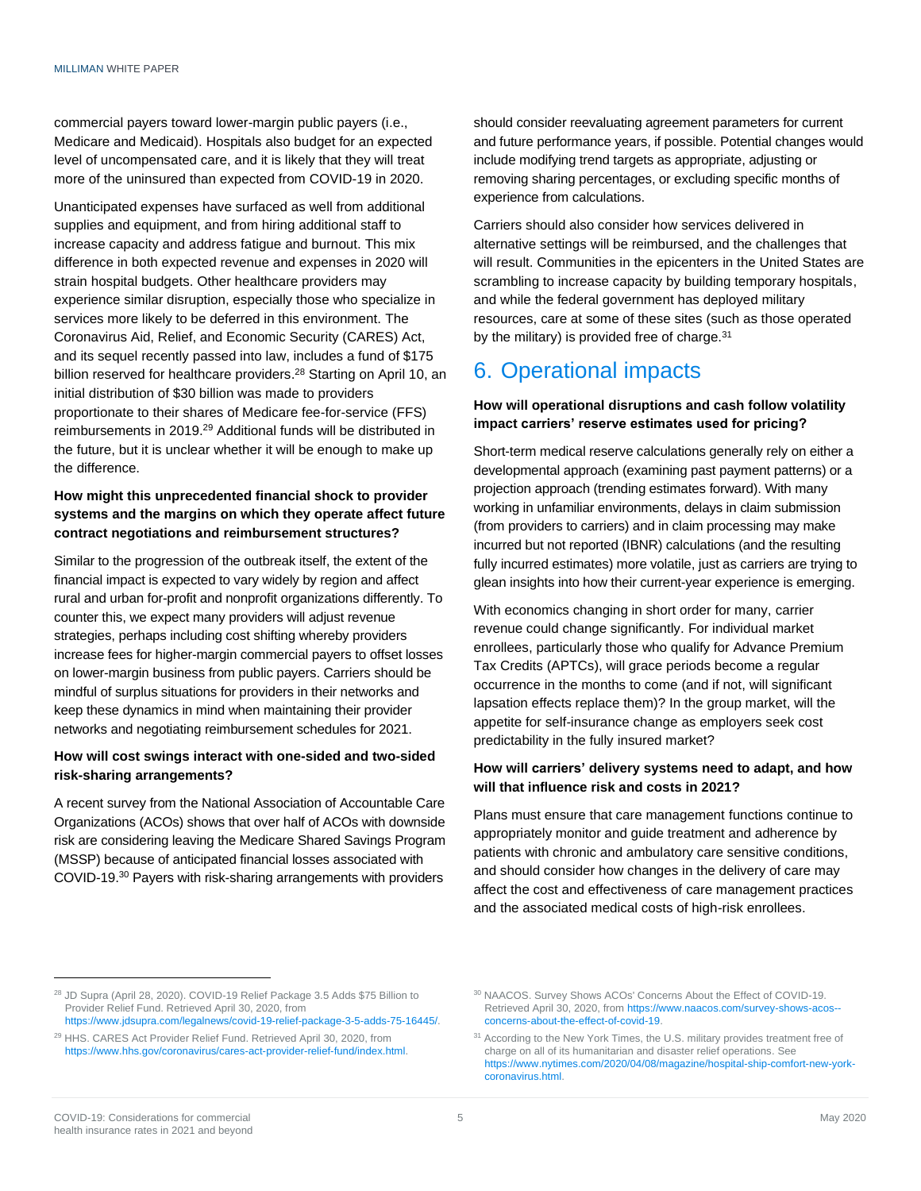commercial payers toward lower-margin public payers (i.e., Medicare and Medicaid). Hospitals also budget for an expected level of uncompensated care, and it is likely that they will treat more of the uninsured than expected from COVID-19 in 2020.

Unanticipated expenses have surfaced as well from additional supplies and equipment, and from hiring additional staff to increase capacity and address fatigue and burnout. This mix difference in both expected revenue and expenses in 2020 will strain hospital budgets. Other healthcare providers may experience similar disruption, especially those who specialize in services more likely to be deferred in this environment. The Coronavirus Aid, Relief, and Economic Security (CARES) Act, and its sequel recently passed into law, includes a fund of $175 billion reserved for healthcare providers.[28] Starting on April 10, an initial distribution of $30 billion was made to providers proportionate to their shares of Medicare fee-for-service (FFS) reimbursements in 2019.[29] Additional funds will be distributed in the future, but it is unclear whether it will be enough to make up the difference.

**How might this unprecedented financial shock to provider systems and the margins on which they operate affect future contract negotiations and reimbursement structures?**

Similar to the progression of the outbreak itself, the extent of the financial impact is expected to vary widely by region and affect rural and urban for-profit and nonprofit organizations differently. To counter this, we expect many providers will adjust revenue strategies, perhaps including cost shifting whereby providers increase fees for higher-margin commercial payers to offset losses on lower-margin business from public payers. Carriers should be mindful of surplus situations for providers in their networks and keep these dynamics in mind when maintaining their provider networks and negotiating reimbursement schedules for 2021.

**How will cost swings interact with one-sided and two-sided risk-sharing arrangements?**

A recent survey from the National Association of Accountable Care Organizations (ACOs) shows that over half of ACOs with downside risk are considering leaving the Medicare Shared Savings Program (MSSP) because of anticipated financial losses associated with COVID-19.[30] Payers with risk-sharing arrangements with providers should consider reevaluating agreement parameters for current and future performance years, if possible. Potential changes would include modifying trend targets as appropriate, adjusting or removing sharing percentages, or excluding specific months of experience from calculations.

Carriers should also consider how services delivered in alternative settings will be reimbursed, and the challenges that will result. Communities in the epicenters in the United States are scrambling to increase capacity by building temporary hospitals, and while the federal government has deployed military resources, care at some of these sites (such as those operated by the military) is provided free of charge.[31]

## 6. Operational impacts

**How will operational disruptions and cash follow volatility impact carriers' reserve estimates used for pricing?**

Short-term medical reserve calculations generally rely on either a developmental approach (examining past payment patterns) or a projection approach (trending estimates forward). With many working in unfamiliar environments, delays in claim submission (from providers to carriers) and in claim processing may make incurred but not reported (IBNR) calculations (and the resulting fully incurred estimates) more volatile, just as carriers are trying to glean insights into how their current-year experience is emerging.

With economics changing in short order for many, carrier revenue could change significantly. For individual market enrollees, particularly those who qualify for Advance Premium Tax Credits (APTCs), will grace periods become a regular occurrence in the months to come (and if not, will significant lapsation effects replace them)? In the group market, will the appetite for self-insurance change as employers seek cost predictability in the fully insured market?

**How will carriers' delivery systems need to adapt, and how will that influence risk and costs in 2021?**

Plans must ensure that care management functions continue to appropriately monitor and guide treatment and adherence by patients with chronic and ambulatory care sensitive conditions, and should consider how changes in the delivery of care may affect the cost and effectiveness of care management practices and the associated medical costs of high-risk enrollees.

---

[28] JD Supra (April 28, 2020). COVID-19 Relief Package 3.5 Adds $75 Billion to Provider Relief Fund. Retrieved April 30, 2020, from https://www.jdsupra.com/legalnews/covid-19-relief-package-3-5-adds-75-16445/.

[29] HHS. CARES Act Provider Relief Fund. Retrieved April 30, 2020, from https://www.hhs.gov/coronavirus/cares-act-provider-relief-fund/index.html.

[30] NAACOS. Survey Shows ACOs' Concerns About the Effect of COVID-19. Retrieved April 30, 2020, from https://www.naacos.com/survey-shows-acos--concerns-about-the-effect-of-covid-19.

[31] According to the New York Times, the U.S. military provides treatment free of charge on all of its humanitarian and disaster relief operations. See https://www.nytimes.com/2020/04/08/magazine/hospital-ship-comfort-new-york-coronavirus.html.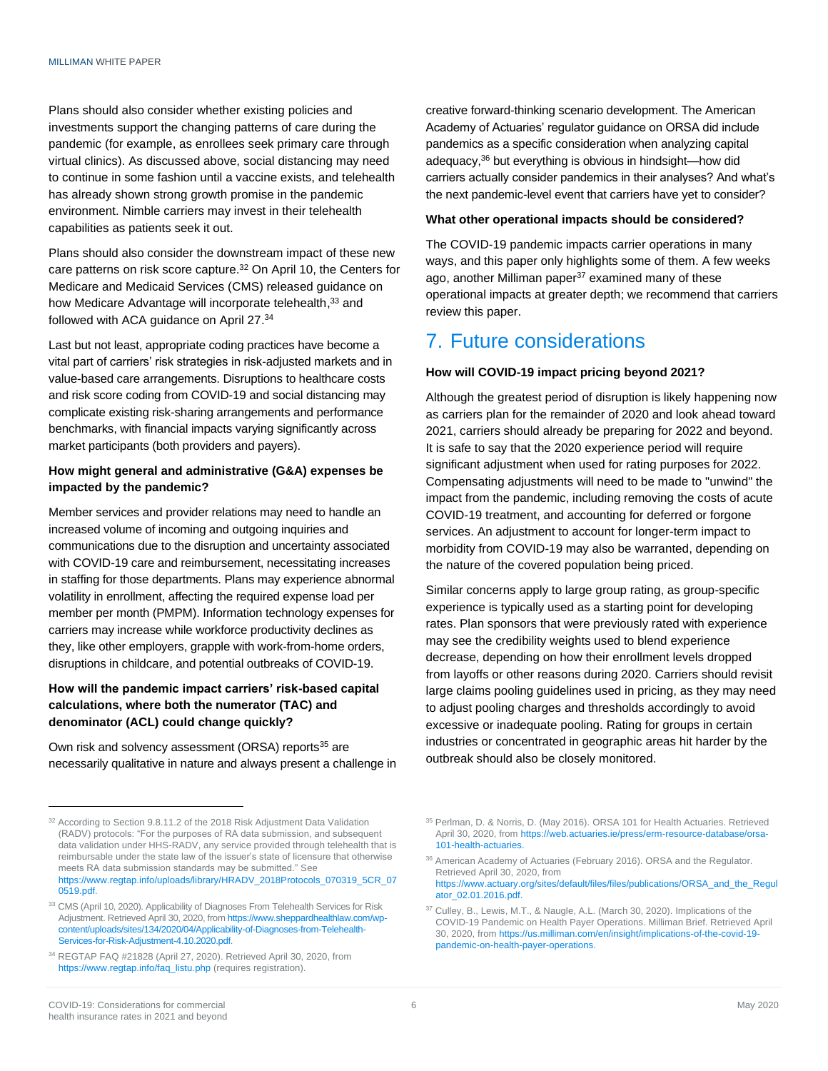Plans should also consider whether existing policies and investments support the changing patterns of care during the pandemic (for example, as enrollees seek primary care through virtual clinics). As discussed above, social distancing may need to continue in some fashion until a vaccine exists, and telehealth has already shown strong growth promise in the pandemic environment. Nimble carriers may invest in their telehealth capabilities as patients seek it out.

Plans should also consider the downstream impact of these new care patterns on risk score capture.[32] On April 10, the Centers for Medicare and Medicaid Services (CMS) released guidance on how Medicare Advantage will incorporate telehealth,[33] and followed with ACA guidance on April 27.[34]

Last but not least, appropriate coding practices have become a vital part of carriers' risk strategies in risk-adjusted markets and in value-based care arrangements. Disruptions to healthcare costs and risk score coding from COVID-19 and social distancing may complicate existing risk-sharing arrangements and performance benchmarks, with financial impacts varying significantly across market participants (both providers and payers).

**How might general and administrative (G&A) expenses be impacted by the pandemic?**

Member services and provider relations may need to handle an increased volume of incoming and outgoing inquiries and communications due to the disruption and uncertainty associated with COVID-19 care and reimbursement, necessitating increases in staffing for those departments. Plans may experience abnormal volatility in enrollment, affecting the required expense load per member per month (PMPM). Information technology expenses for carriers may increase while workforce productivity declines as they, like other employers, grapple with work-from-home orders, disruptions in childcare, and potential outbreaks of COVID-19.

**How will the pandemic impact carriers' risk-based capital calculations, where both the numerator (TAC) and denominator (ACL) could change quickly?**

Own risk and solvency assessment (ORSA) reports[35] are necessarily qualitative in nature and always present a challenge in creative forward-thinking scenario development. The American Academy of Actuaries' regulator guidance on ORSA did include pandemics as a specific consideration when analyzing capital adequacy,[36] but everything is obvious in hindsight—how did carriers actually consider pandemics in their analyses? And what's the next pandemic-level event that carriers have yet to consider?

**What other operational impacts should be considered?**

The COVID-19 pandemic impacts carrier operations in many ways, and this paper only highlights some of them. A few weeks ago, another Milliman paper[37] examined many of these operational impacts at greater depth; we recommend that carriers review this paper.

# 7. Future considerations

**How will COVID-19 impact pricing beyond 2021?**

Although the greatest period of disruption is likely happening now as carriers plan for the remainder of 2020 and look ahead toward 2021, carriers should already be preparing for 2022 and beyond. It is safe to say that the 2020 experience period will require significant adjustment when used for rating purposes for 2022. Compensating adjustments will need to be made to "unwind" the impact from the pandemic, including removing the costs of acute COVID-19 treatment, and accounting for deferred or forgone services. An adjustment to account for longer-term impact to morbidity from COVID-19 may also be warranted, depending on the nature of the covered population being priced.

Similar concerns apply to large group rating, as group-specific experience is typically used as a starting point for developing rates. Plan sponsors that were previously rated with experience may see the credibility weights used to blend experience decrease, depending on how their enrollment levels dropped from layoffs or other reasons during 2020. Carriers should revisit large claims pooling guidelines used in pricing, as they may need to adjust pooling charges and thresholds accordingly to avoid excessive or inadequate pooling. Rating for groups in certain industries or concentrated in geographic areas hit harder by the outbreak should also be closely monitored.

---

[32] According to Section 9.8.11.2 of the 2018 Risk Adjustment Data Validation (RADV) protocols: "For the purposes of RA data submission, and subsequent data validation under HHS-RADV, any service provided through telehealth that is reimbursable under the state law of the issuer's state of licensure that otherwise meets RA data submission standards may be submitted." See https://www.regtap.info/uploads/library/HRADV_2018Protocols_070319_5CR_070519.pdf.

[33] CMS (April 10, 2020). Applicability of Diagnoses From Telehealth Services for Risk Adjustment. Retrieved April 30, 2020, from https://www.sheppardhealthlaw.com/wp-content/uploads/sites/134/2020/04/Applicability-of-Diagnoses-from-Telehealth-Services-for-Risk-Adjustment-4.10.2020.pdf.

[34] REGTAP FAQ #21828 (April 27, 2020). Retrieved April 30, 2020, from https://www.regtap.info/faq_listu.php (requires registration).

[35] Perlman, D. & Norris, D. (May 2016). ORSA 101 for Health Actuaries. Retrieved April 30, 2020, from https://web.actuaries.ie/press/erm-resource-database/orsa-101-health-actuaries.

[36] American Academy of Actuaries (February 2016). ORSA and the Regulator. Retrieved April 30, 2020, from https://www.actuary.org/sites/default/files/files/publications/ORSA_and_the_Regulator_02.01.2016.pdf.

[37] Culley, B., Lewis, M.T., & Naugle, A.L. (March 30, 2020). Implications of the COVID-19 Pandemic on Health Payer Operations. Milliman Brief. Retrieved April 30, 2020, from https://us.milliman.com/en/insight/implications-of-the-covid-19-pandemic-on-health-payer-operations.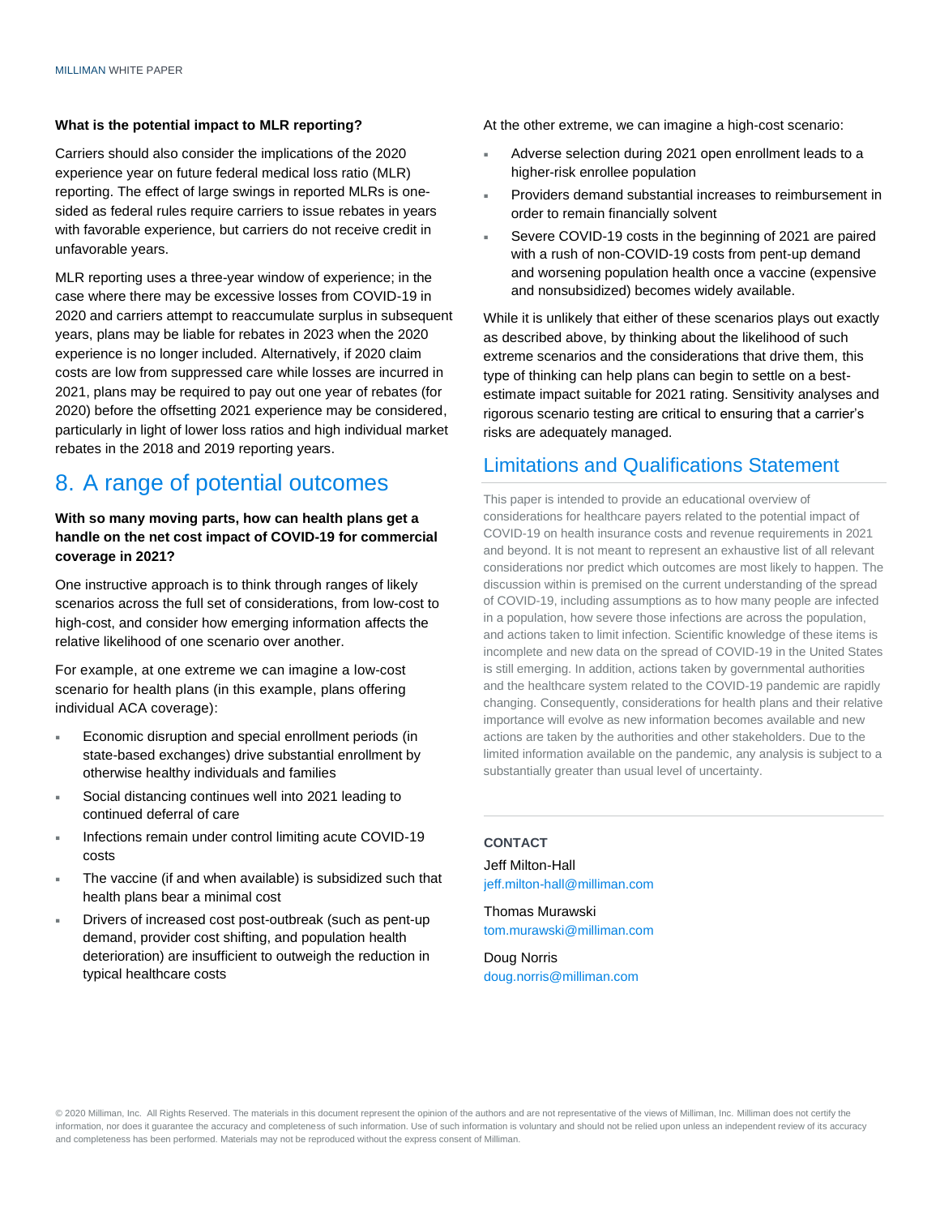**What is the potential impact to MLR reporting?**

Carriers should also consider the implications of the 2020 experience year on future federal medical loss ratio (MLR) reporting. The effect of large swings in reported MLRs is one-sided as federal rules require carriers to issue rebates in years with favorable experience, but carriers do not receive credit in unfavorable years.

MLR reporting uses a three-year window of experience; in the case where there may be excessive losses from COVID-19 in 2020 and carriers attempt to reaccumulate surplus in subsequent years, plans may be liable for rebates in 2023 when the 2020 experience is no longer included. Alternatively, if 2020 claim costs are low from suppressed care while losses are incurred in 2021, plans may be required to pay out one year of rebates (for 2020) before the offsetting 2021 experience may be considered, particularly in light of lower loss ratios and high individual market rebates in the 2018 and 2019 reporting years.

## 8. A range of potential outcomes

**With so many moving parts, how can health plans get a handle on the net cost impact of COVID-19 for commercial coverage in 2021?**

One instructive approach is to think through ranges of likely scenarios across the full set of considerations, from low-cost to high-cost, and consider how emerging information affects the relative likelihood of one scenario over another.

For example, at one extreme we can imagine a low-cost scenario for health plans (in this example, plans offering individual ACA coverage):

- Economic disruption and special enrollment periods (in state-based exchanges) drive substantial enrollment by otherwise healthy individuals and families
- Social distancing continues well into 2021 leading to continued deferral of care
- Infections remain under control limiting acute COVID-19 costs
- The vaccine (if and when available) is subsidized such that health plans bear a minimal cost
- Drivers of increased cost post-outbreak (such as pent-up demand, provider cost shifting, and population health deterioration) are insufficient to outweigh the reduction in typical healthcare costs

At the other extreme, we can imagine a high-cost scenario:

- Adverse selection during 2021 open enrollment leads to a higher-risk enrollee population
- Providers demand substantial increases to reimbursement in order to remain financially solvent
- Severe COVID-19 costs in the beginning of 2021 are paired with a rush of non-COVID-19 costs from pent-up demand and worsening population health once a vaccine (expensive and nonsubsidized) becomes widely available.

While it is unlikely that either of these scenarios plays out exactly as described above, by thinking about the likelihood of such extreme scenarios and the considerations that drive them, this type of thinking can help plans can begin to settle on a best-estimate impact suitable for 2021 rating. Sensitivity analyses and rigorous scenario testing are critical to ensuring that a carrier's risks are adequately managed.

## Limitations and Qualifications Statement

This paper is intended to provide an educational overview of considerations for healthcare payers related to the potential impact of COVID-19 on health insurance costs and revenue requirements in 2021 and beyond. It is not meant to represent an exhaustive list of all relevant considerations nor predict which outcomes are most likely to happen. The discussion within is premised on the current understanding of the spread of COVID-19, including assumptions as to how many people are infected in a population, how severe those infections are across the population, and actions taken to limit infection. Scientific knowledge of these items is incomplete and new data on the spread of COVID-19 in the United States is still emerging. In addition, actions taken by governmental authorities and the healthcare system related to the COVID-19 pandemic are rapidly changing. Consequently, considerations for health plans and their relative importance will evolve as new information becomes available and new actions are taken by the authorities and other stakeholders. Due to the limited information available on the pandemic, any analysis is subject to a substantially greater than usual level of uncertainty.

**CONTACT**

Jeff Milton-Hall
jeff.milton-hall@milliman.com

Thomas Murawski
tom.murawski@milliman.com

Doug Norris
doug.norris@milliman.com

© 2020 Milliman, Inc. All Rights Reserved. The materials in this document represent the opinion of the authors and are not representative of the views of Milliman, Inc. Milliman does not certify the information, nor does it guarantee the accuracy and completeness of such information. Use of such information is voluntary and should not be relied upon unless an independent review of its accuracy and completeness has been performed. Materials may not be reproduced without the express consent of Milliman.